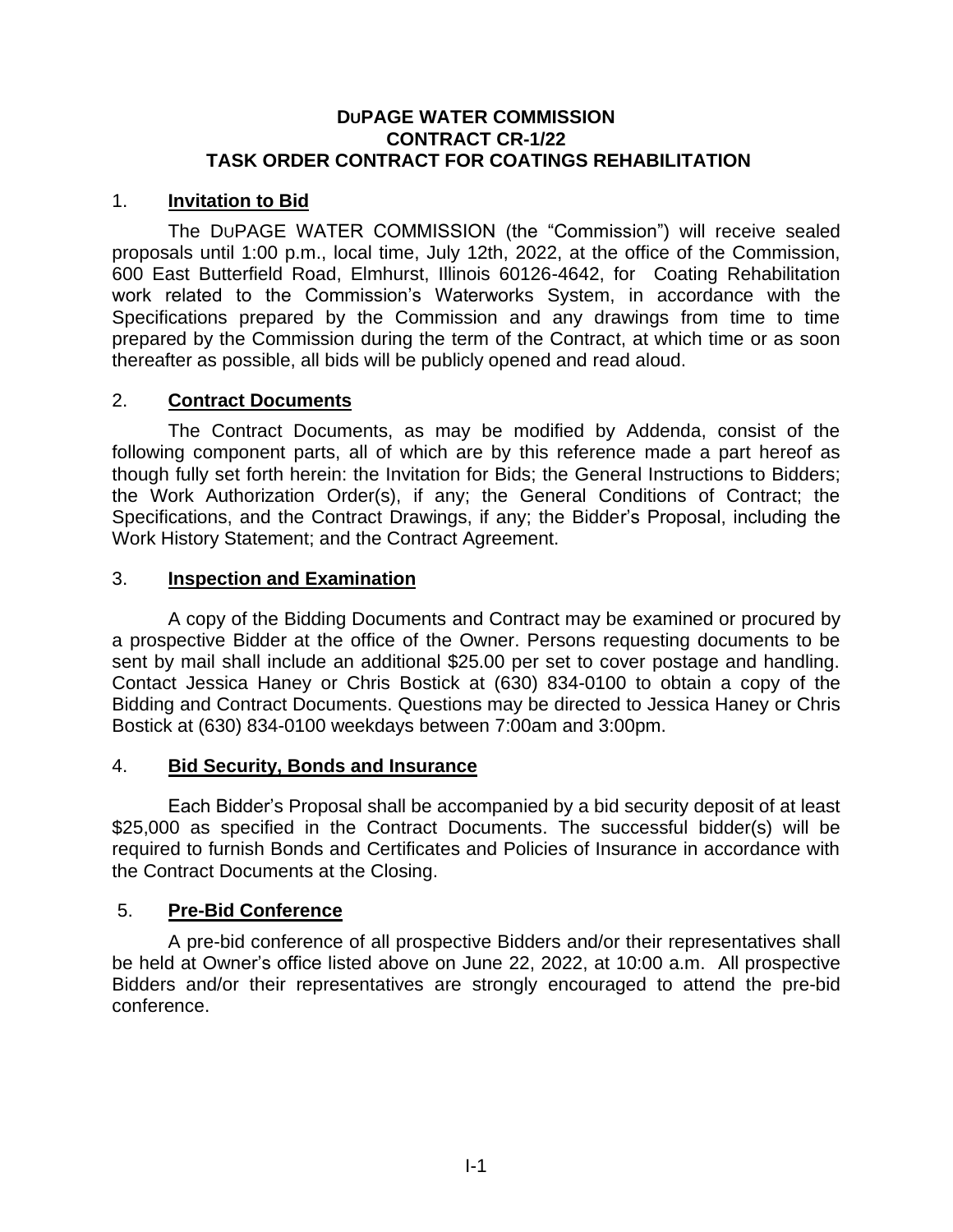# DUPAGE WATER COMMISSION
# CONTRACT CR-1/22
# TASK ORDER CONTRACT FOR COATINGS REHABILITATION

## 1. **Invitation to Bid**

The DUPAGE WATER COMMISSION (the "Commission") will receive sealed proposals until 1:00 p.m., local time, July 12th, 2022, at the office of the Commission, 600 East Butterfield Road, Elmhurst, Illinois 60126-4642, for Coating Rehabilitation work related to the Commission's Waterworks System, in accordance with the Specifications prepared by the Commission and any drawings from time to time prepared by the Commission during the term of the Contract, at which time or as soon thereafter as possible, all bids will be publicly opened and read aloud.

## 2. **Contract Documents**

The Contract Documents, as may be modified by Addenda, consist of the following component parts, all of which are by this reference made a part hereof as though fully set forth herein: the Invitation for Bids; the General Instructions to Bidders; the Work Authorization Order(s), if any; the General Conditions of Contract; the Specifications, and the Contract Drawings, if any; the Bidder's Proposal, including the Work History Statement; and the Contract Agreement.

## 3. **Inspection and Examination**

A copy of the Bidding Documents and Contract may be examined or procured by a prospective Bidder at the office of the Owner. Persons requesting documents to be sent by mail shall include an additional $25.00 per set to cover postage and handling. Contact Jessica Haney or Chris Bostick at (630) 834-0100 to obtain a copy of the Bidding and Contract Documents. Questions may be directed to Jessica Haney or Chris Bostick at (630) 834-0100 weekdays between 7:00am and 3:00pm.

## 4. **Bid Security, Bonds and Insurance**

Each Bidder's Proposal shall be accompanied by a bid security deposit of at least $25,000 as specified in the Contract Documents. The successful bidder(s) will be required to furnish Bonds and Certificates and Policies of Insurance in accordance with the Contract Documents at the Closing.

## 5. **Pre-Bid Conference**

A pre-bid conference of all prospective Bidders and/or their representatives shall be held at Owner's office listed above on June 22, 2022, at 10:00 a.m. All prospective Bidders and/or their representatives are strongly encouraged to attend the pre-bid conference.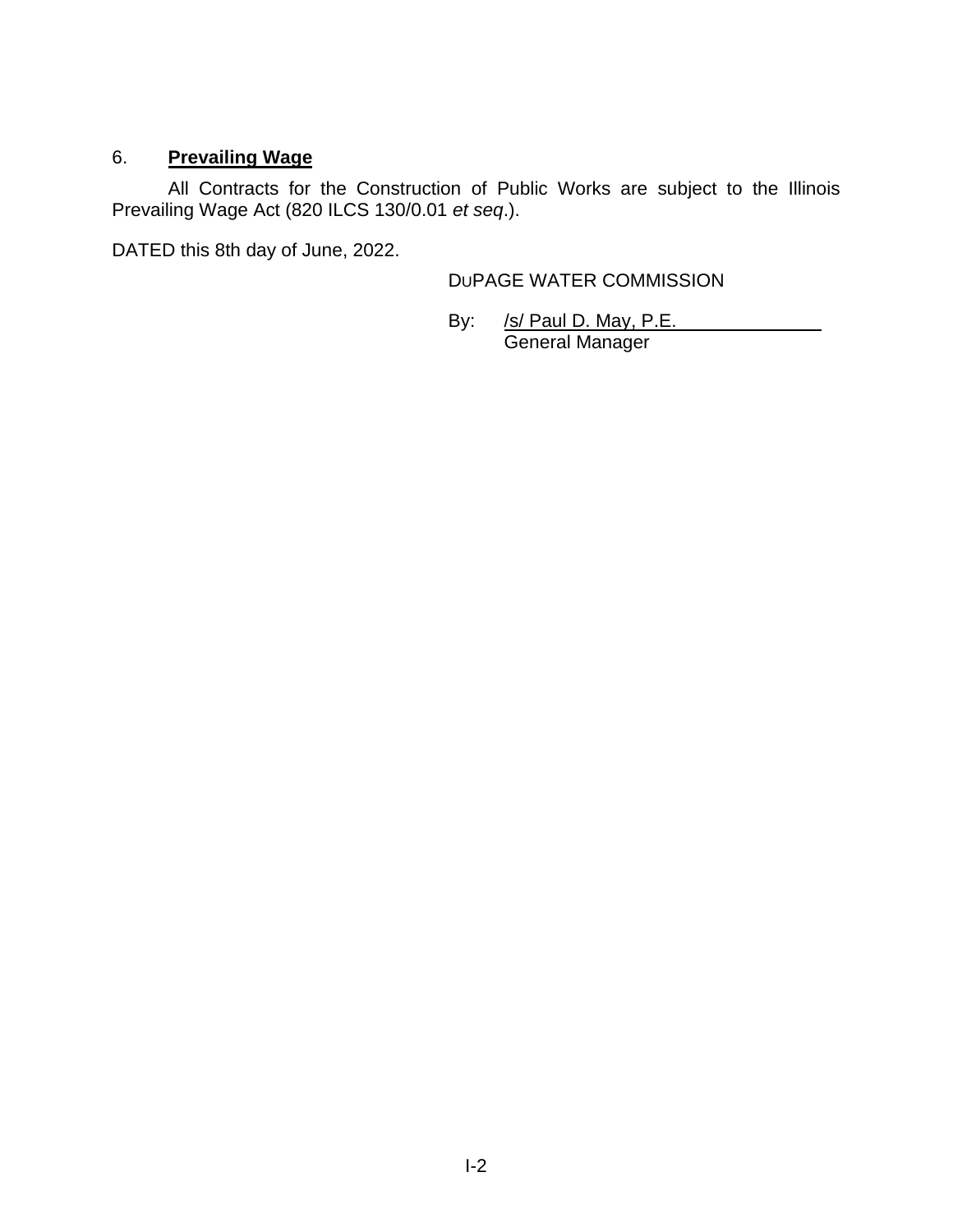6. **Prevailing Wage**

All Contracts for the Construction of Public Works are subject to the Illinois Prevailing Wage Act (820 ILCS 130/0.01 *et seq*.).

DATED this 8th day of June, 2022.

DUPAGE WATER COMMISSION

By: /s/ Paul D. May, P.E.
General Manager